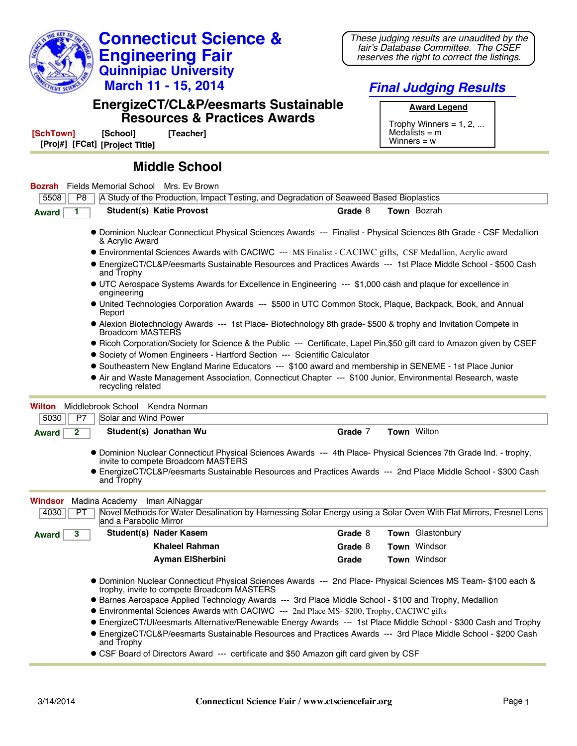# Connecticut Science & Engineering Fair

## Quinnipiac University

## March 11 - 15, 2014

*These judging results are unaudited by the fair's Database Committee. The CSEF reserves the right to correct the listings.*

## *Final Judging Results*

## EnergizeCT/CL&P/eesmarts Sustainable Resources & Practices Awards

**Award Legend**

Trophy Winners = 1, 2, ...
Medalists = m
Winners = w

[SchTown] [School] [Teacher]
[Proj#] [FCat] [Project Title]

## Middle School

**Bozrah** Fields Memorial School Mrs. Ev Brown

| 5508 | P8 | A Study of the Production, Impact Testing, and Degradation of Seaweed Based Bioplastics |
|---|---|---|

**Award** 1 — **Student(s)** **Katie Provost** — **Grade** 8 — **Town** Bozrah

- Dominion Nuclear Connecticut Physical Sciences Awards --- Finalist - Physical Sciences 8th Grade - CSF Medallion & Acrylic Award
- Environmental Sciences Awards with CACIWC --- MS Finalist - CACIWC gifts, CSF Medallion, Acrylic award
- EnergizeCT/CL&P/eesmarts Sustainable Resources and Practices Awards --- 1st Place Middle School - $500 Cash and Trophy
- UTC Aerospace Systems Awards for Excellence in Engineering --- $1,000 cash and plaque for excellence in engineering
- United Technologies Corporation Awards --- $500 in UTC Common Stock, Plaque, Backpack, Book, and Annual Report
- Alexion Biotechnology Awards --- 1st Place- Biotechnology 8th grade- $500 & trophy and Invitation Compete in Broadcom MASTERS
- Ricoh Corporation/Society for Science & the Public --- Certificate, Lapel Pin,$50 gift card to Amazon given by CSEF
- Society of Women Engineers - Hartford Section --- Scientific Calculator
- Southeastern New England Marine Educators --- $100 award and membership in SENEME - 1st Place Junior
- Air and Waste Management Association, Connecticut Chapter --- $100 Junior, Environmental Research, waste recycling related

**Wilton** Middlebrook School Kendra Norman

| 5030 | P7 | Solar and Wind Power |
|---|---|---|

**Award** 2 — **Student(s)** **Jonathan Wu** — **Grade** 7 — **Town** Wilton

- Dominion Nuclear Connecticut Physical Sciences Awards --- 4th Place- Physical Sciences 7th Grade Ind. - trophy, invite to compete Broadcom MASTERS
- EnergizeCT/CL&P/eesmarts Sustainable Resources and Practices Awards --- 2nd Place Middle School - $300 Cash and Trophy

**Windsor** Madina Academy Iman AlNaggar

| 4030 | PT | Novel Methods for Water Desalination by Harnessing Solar Energy using a Solar Oven With Flat Mirrors, Fresnel Lens and a Parabolic Mirror |
|---|---|---|

**Award** 3

| Student(s) | Grade | Town |
|---|---|---|
| **Nader Kasem** | 8 | Glastonbury |
| **Khaleel Rahman** | 8 | Windsor |
| **Ayman ElSherbini** | | Windsor |

- Dominion Nuclear Connecticut Physical Sciences Awards --- 2nd Place- Physical Sciences MS Team- $100 each & trophy, invite to compete Broadcom MASTERS
- Barnes Aerospace Applied Technology Awards --- 3rd Place Middle School - $100 and Trophy, Medallion
- Environmental Sciences Awards with CACIWC --- 2nd Place MS- $200, Trophy, CACIWC gifts
- EnergizeCT/UI/eesmarts Alternative/Renewable Energy Awards --- 1st Place Middle School - $300 Cash and Trophy
- EnergizeCT/CL&P/eesmarts Sustainable Resources and Practices Awards --- 3rd Place Middle School - $200 Cash and Trophy
- CSF Board of Directors Award --- certificate and $50 Amazon gift card given by CSF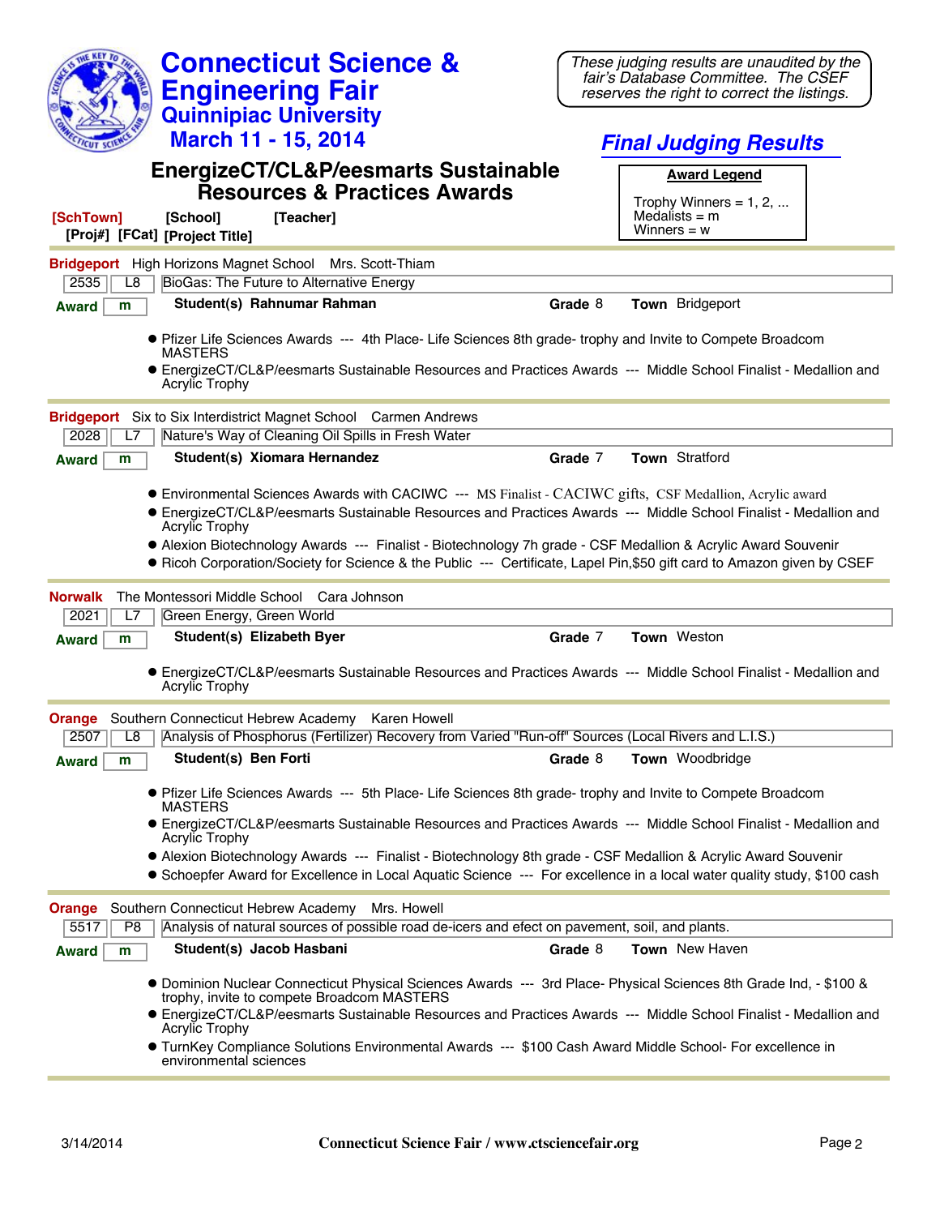# Connecticut Science & Engineering Fair
## Quinnipiac University
## March 11 - 15, 2014

*These judging results are unaudited by the fair's Database Committee. The CSEF reserves the right to correct the listings.*

## Final Judging Results

## EnergizeCT/CL&P/eesmarts Sustainable Resources & Practices Awards

**Award Legend**
Trophy Winners = 1, 2, ...
Medalists = m
Winners = w

[SchTown] [School] [Teacher]
[Proj#] [FCat] [Project Title]

---

**Bridgeport** High Horizons Magnet School Mrs. Scott-Thiam

| 2535 | L8 | BioGas: The Future to Alternative Energy |
|---|---|---|

**Award** m — **Student(s) Rahnumar Rahman** — **Grade** 8 — **Town** Bridgeport

- Pfizer Life Sciences Awards --- 4th Place- Life Sciences 8th grade- trophy and Invite to Compete Broadcom MASTERS
- EnergizeCT/CL&P/eesmarts Sustainable Resources and Practices Awards --- Middle School Finalist - Medallion and Acrylic Trophy

---

**Bridgeport** Six to Six Interdistrict Magnet School Carmen Andrews

| 2028 | L7 | Nature's Way of Cleaning Oil Spills in Fresh Water |
|---|---|---|

**Award** m — **Student(s) Xiomara Hernandez** — **Grade** 7 — **Town** Stratford

- Environmental Sciences Awards with CACIWC --- MS Finalist - CACIWC gifts, CSF Medallion, Acrylic award
- EnergizeCT/CL&P/eesmarts Sustainable Resources and Practices Awards --- Middle School Finalist - Medallion and Acrylic Trophy
- Alexion Biotechnology Awards --- Finalist - Biotechnology 7h grade - CSF Medallion & Acrylic Award Souvenir
- Ricoh Corporation/Society for Science & the Public --- Certificate, Lapel Pin,$50 gift card to Amazon given by CSEF

---

**Norwalk** The Montessori Middle School Cara Johnson

| 2021 | L7 | Green Energy, Green World |
|---|---|---|

**Award** m — **Student(s) Elizabeth Byer** — **Grade** 7 — **Town** Weston

- EnergizeCT/CL&P/eesmarts Sustainable Resources and Practices Awards --- Middle School Finalist - Medallion and Acrylic Trophy

---

**Orange** Southern Connecticut Hebrew Academy Karen Howell

| 2507 | L8 | Analysis of Phosphorus (Fertilizer) Recovery from Varied "Run-off" Sources (Local Rivers and L.I.S.) |
|---|---|---|

**Award** m — **Student(s) Ben Forti** — **Grade** 8 — **Town** Woodbridge

- Pfizer Life Sciences Awards --- 5th Place- Life Sciences 8th grade- trophy and Invite to Compete Broadcom MASTERS
- EnergizeCT/CL&P/eesmarts Sustainable Resources and Practices Awards --- Middle School Finalist - Medallion and Acrylic Trophy
- Alexion Biotechnology Awards --- Finalist - Biotechnology 8th grade - CSF Medallion & Acrylic Award Souvenir
- Schoepfer Award for Excellence in Local Aquatic Science --- For excellence in a local water quality study, $100 cash

---

**Orange** Southern Connecticut Hebrew Academy Mrs. Howell

| 5517 | P8 | Analysis of natural sources of possible road de-icers and efect on pavement, soil, and plants. |
|---|---|---|

**Award** m — **Student(s) Jacob Hasbani** — **Grade** 8 — **Town** New Haven

- Dominion Nuclear Connecticut Physical Sciences Awards --- 3rd Place- Physical Sciences 8th Grade Ind, - $100 & trophy, invite to compete Broadcom MASTERS
- EnergizeCT/CL&P/eesmarts Sustainable Resources and Practices Awards --- Middle School Finalist - Medallion and Acrylic Trophy
- TurnKey Compliance Solutions Environmental Awards --- $100 Cash Award Middle School- For excellence in environmental sciences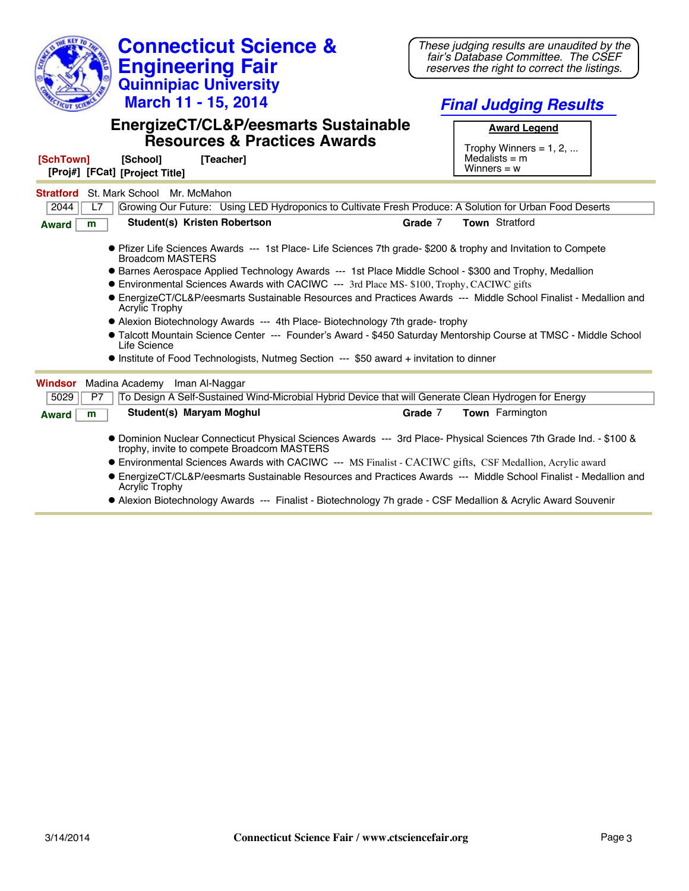# Connecticut Science & Engineering Fair

## Quinnipiac University

## March 11 - 15, 2014

*These judging results are unaudited by the fair's Database Committee. The CSEF reserves the right to correct the listings.*

## *Final Judging Results*

## EnergizeCT/CL&P/eesmarts Sustainable Resources & Practices Awards

**Award Legend**

Trophy Winners = 1, 2, ...
Medalists = m
Winners = w

**[SchTown]** **[School]** **[Teacher]**
**[Proj#]** **[FCat]** **[Project Title]**

---

**Stratford** St. Mark School Mr. McMahon

| 2044 | L7 | Growing Our Future: Using LED Hydroponics to Cultivate Fresh Produce: A Solution for Urban Food Deserts |
|---|---|---|

**Award** m **Student(s) Kristen Robertson** **Grade** 7 **Town** Stratford

- Pfizer Life Sciences Awards --- 1st Place- Life Sciences 7th grade- $200 & trophy and Invitation to Compete Broadcom MASTERS
- Barnes Aerospace Applied Technology Awards --- 1st Place Middle School - $300 and Trophy, Medallion
- Environmental Sciences Awards with CACIWC --- 3rd Place MS- $100, Trophy, CACIWC gifts
- EnergizeCT/CL&P/eesmarts Sustainable Resources and Practices Awards --- Middle School Finalist - Medallion and Acrylic Trophy
- Alexion Biotechnology Awards --- 4th Place- Biotechnology 7th grade- trophy
- Talcott Mountain Science Center --- Founder's Award - $450 Saturday Mentorship Course at TMSC - Middle School Life Science
- Institute of Food Technologists, Nutmeg Section --- $50 award + invitation to dinner

---

**Windsor** Madina Academy Iman Al-Naggar

| 5029 | P7 | To Design A Self-Sustained Wind-Microbial Hybrid Device that will Generate Clean Hydrogen for Energy |
|---|---|---|

**Award** m **Student(s) Maryam Moghul** **Grade** 7 **Town** Farmington

- Dominion Nuclear Connecticut Physical Sciences Awards --- 3rd Place- Physical Sciences 7th Grade Ind. - $100 & trophy, invite to compete Broadcom MASTERS
- Environmental Sciences Awards with CACIWC --- MS Finalist - CACIWC gifts, CSF Medallion, Acrylic award
- EnergizeCT/CL&P/eesmarts Sustainable Resources and Practices Awards --- Middle School Finalist - Medallion and Acrylic Trophy
- Alexion Biotechnology Awards --- Finalist - Biotechnology 7h grade - CSF Medallion & Acrylic Award Souvenir